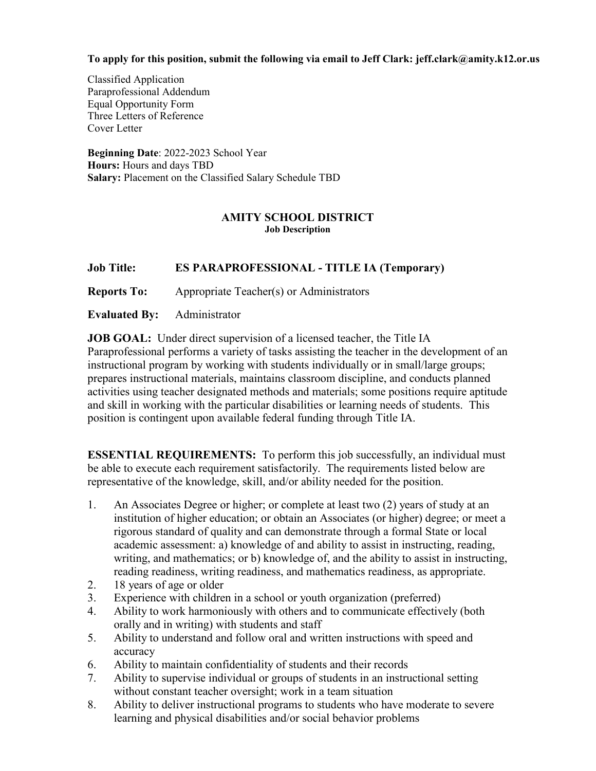**To apply for this position, submit the following via email to Jeff Clark: jeff.clark@amity.k12.or.us**

Classified Application
Paraprofessional Addendum
Equal Opportunity Form
Three Letters of Reference
Cover Letter

**Beginning Date**: 2022-2023 School Year
**Hours:** Hours and days TBD
**Salary:** Placement on the Classified Salary Schedule TBD

# AMITY SCHOOL DISTRICT

**Job Description**

**Job Title:** **ES PARAPROFESSIONAL - TITLE IA (Temporary)**

**Reports To:** Appropriate Teacher(s) or Administrators

**Evaluated By:** Administrator

**JOB GOAL:** Under direct supervision of a licensed teacher, the Title IA Paraprofessional performs a variety of tasks assisting the teacher in the development of an instructional program by working with students individually or in small/large groups; prepares instructional materials, maintains classroom discipline, and conducts planned activities using teacher designated methods and materials; some positions require aptitude and skill in working with the particular disabilities or learning needs of students. This position is contingent upon available federal funding through Title IA.

**ESSENTIAL REQUIREMENTS:** To perform this job successfully, an individual must be able to execute each requirement satisfactorily. The requirements listed below are representative of the knowledge, skill, and/or ability needed for the position.

1. An Associates Degree or higher; or complete at least two (2) years of study at an institution of higher education; or obtain an Associates (or higher) degree; or meet a rigorous standard of quality and can demonstrate through a formal State or local academic assessment: a) knowledge of and ability to assist in instructing, reading, writing, and mathematics; or b) knowledge of, and the ability to assist in instructing, reading readiness, writing readiness, and mathematics readiness, as appropriate.
2. 18 years of age or older
3. Experience with children in a school or youth organization (preferred)
4. Ability to work harmoniously with others and to communicate effectively (both orally and in writing) with students and staff
5. Ability to understand and follow oral and written instructions with speed and accuracy
6. Ability to maintain confidentiality of students and their records
7. Ability to supervise individual or groups of students in an instructional setting without constant teacher oversight; work in a team situation
8. Ability to deliver instructional programs to students who have moderate to severe learning and physical disabilities and/or social behavior problems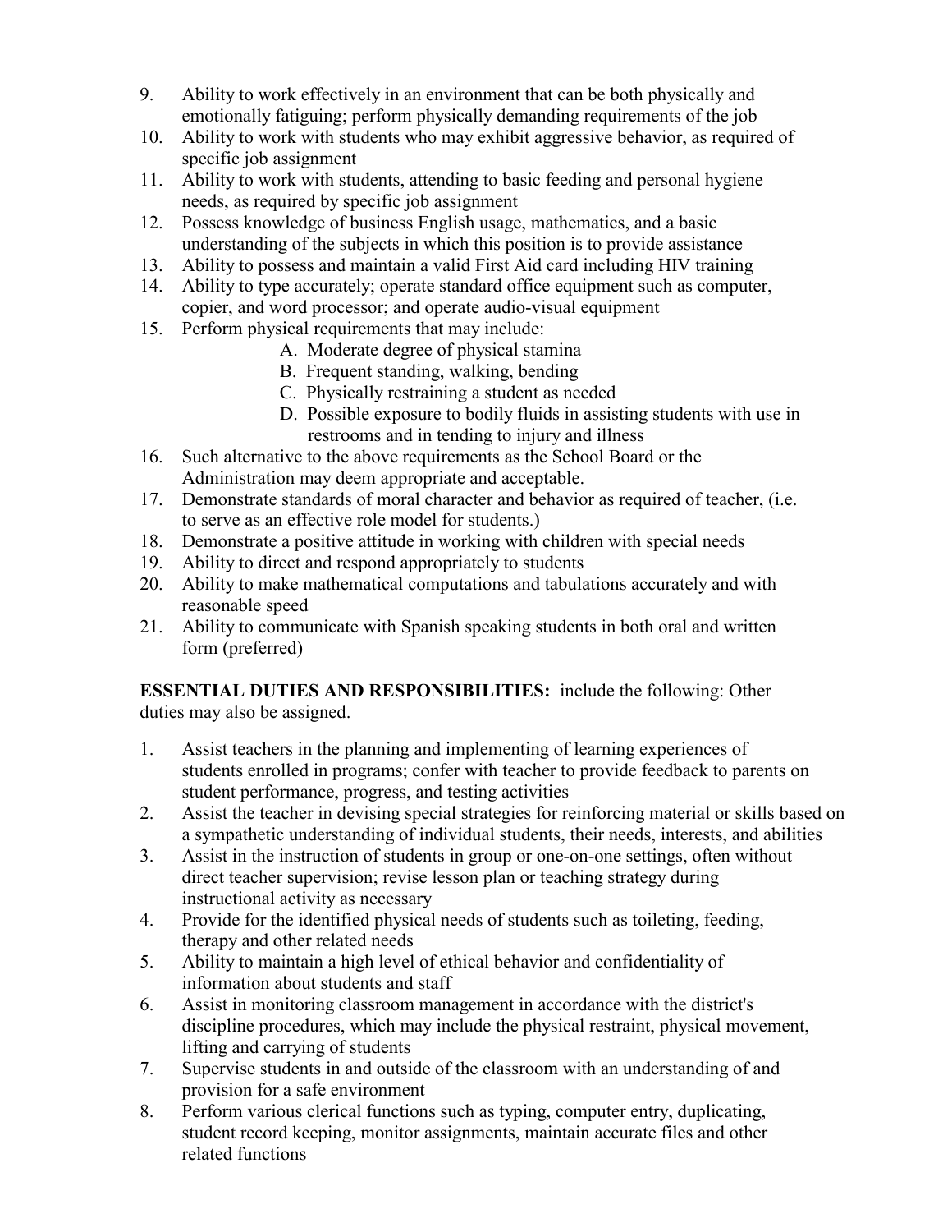9. Ability to work effectively in an environment that can be both physically and emotionally fatiguing; perform physically demanding requirements of the job
10. Ability to work with students who may exhibit aggressive behavior, as required of specific job assignment
11. Ability to work with students, attending to basic feeding and personal hygiene needs, as required by specific job assignment
12. Possess knowledge of business English usage, mathematics, and a basic understanding of the subjects in which this position is to provide assistance
13. Ability to possess and maintain a valid First Aid card including HIV training
14. Ability to type accurately; operate standard office equipment such as computer, copier, and word processor; and operate audio-visual equipment
15. Perform physical requirements that may include:
    - A. Moderate degree of physical stamina
    - B. Frequent standing, walking, bending
    - C. Physically restraining a student as needed
    - D. Possible exposure to bodily fluids in assisting students with use in restrooms and in tending to injury and illness
16. Such alternative to the above requirements as the School Board or the Administration may deem appropriate and acceptable.
17. Demonstrate standards of moral character and behavior as required of teacher, (i.e. to serve as an effective role model for students.)
18. Demonstrate a positive attitude in working with children with special needs
19. Ability to direct and respond appropriately to students
20. Ability to make mathematical computations and tabulations accurately and with reasonable speed
21. Ability to communicate with Spanish speaking students in both oral and written form (preferred)

**ESSENTIAL DUTIES AND RESPONSIBILITIES:** include the following: Other duties may also be assigned.

1. Assist teachers in the planning and implementing of learning experiences of students enrolled in programs; confer with teacher to provide feedback to parents on student performance, progress, and testing activities
2. Assist the teacher in devising special strategies for reinforcing material or skills based on a sympathetic understanding of individual students, their needs, interests, and abilities
3. Assist in the instruction of students in group or one-on-one settings, often without direct teacher supervision; revise lesson plan or teaching strategy during instructional activity as necessary
4. Provide for the identified physical needs of students such as toileting, feeding, therapy and other related needs
5. Ability to maintain a high level of ethical behavior and confidentiality of information about students and staff
6. Assist in monitoring classroom management in accordance with the district's discipline procedures, which may include the physical restraint, physical movement, lifting and carrying of students
7. Supervise students in and outside of the classroom with an understanding of and provision for a safe environment
8. Perform various clerical functions such as typing, computer entry, duplicating, student record keeping, monitor assignments, maintain accurate files and other related functions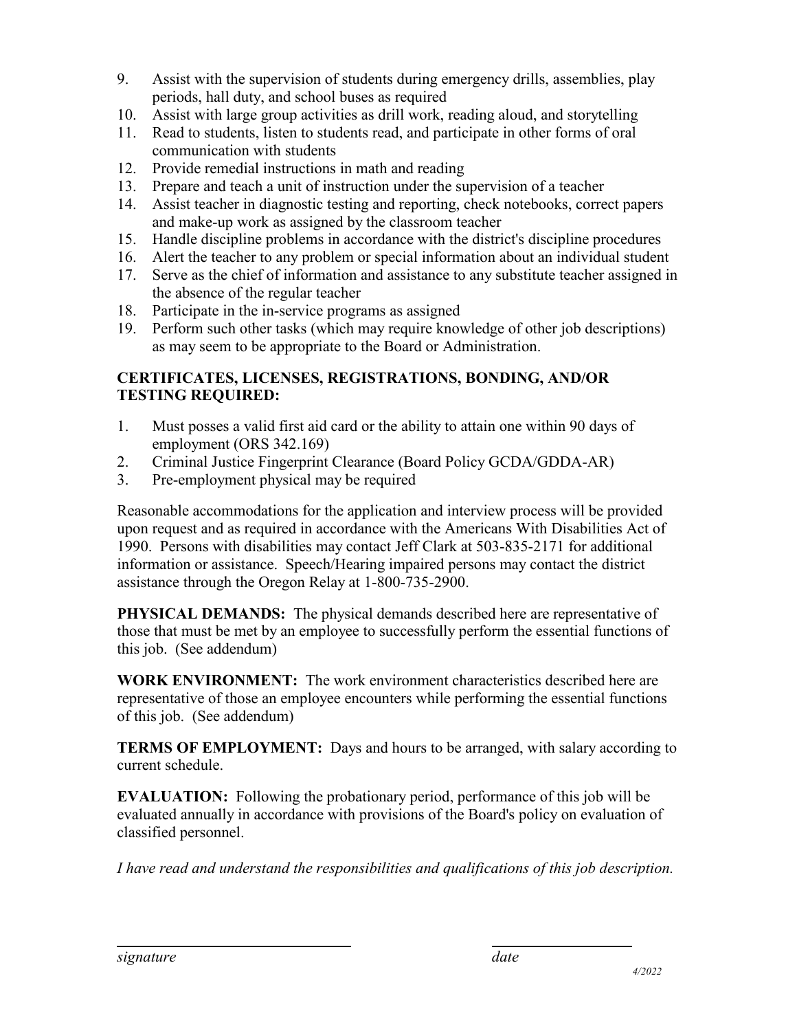9. Assist with the supervision of students during emergency drills, assemblies, play periods, hall duty, and school buses as required
10. Assist with large group activities as drill work, reading aloud, and storytelling
11. Read to students, listen to students read, and participate in other forms of oral communication with students
12. Provide remedial instructions in math and reading
13. Prepare and teach a unit of instruction under the supervision of a teacher
14. Assist teacher in diagnostic testing and reporting, check notebooks, correct papers and make-up work as assigned by the classroom teacher
15. Handle discipline problems in accordance with the district's discipline procedures
16. Alert the teacher to any problem or special information about an individual student
17. Serve as the chief of information and assistance to any substitute teacher assigned in the absence of the regular teacher
18. Participate in the in-service programs as assigned
19. Perform such other tasks (which may require knowledge of other job descriptions) as may seem to be appropriate to the Board or Administration.

**CERTIFICATES, LICENSES, REGISTRATIONS, BONDING, AND/OR TESTING REQUIRED:**

1. Must posses a valid first aid card or the ability to attain one within 90 days of employment (ORS 342.169)
2. Criminal Justice Fingerprint Clearance (Board Policy GCDA/GDDA-AR)
3. Pre-employment physical may be required

Reasonable accommodations for the application and interview process will be provided upon request and as required in accordance with the Americans With Disabilities Act of 1990. Persons with disabilities may contact Jeff Clark at 503-835-2171 for additional information or assistance. Speech/Hearing impaired persons may contact the district assistance through the Oregon Relay at 1-800-735-2900.

**PHYSICAL DEMANDS:** The physical demands described here are representative of those that must be met by an employee to successfully perform the essential functions of this job. (See addendum)

**WORK ENVIRONMENT:** The work environment characteristics described here are representative of those an employee encounters while performing the essential functions of this job. (See addendum)

**TERMS OF EMPLOYMENT:** Days and hours to be arranged, with salary according to current schedule.

**EVALUATION:** Following the probationary period, performance of this job will be evaluated annually in accordance with provisions of the Board's policy on evaluation of classified personnel.

*I have read and understand the responsibilities and qualifications of this job description.*

_______________________________ &nbsp;&nbsp;&nbsp;&nbsp;&nbsp;&nbsp;&nbsp;&nbsp; ____________________

*signature* &nbsp;&nbsp;&nbsp;&nbsp;&nbsp;&nbsp;&nbsp;&nbsp;&nbsp;&nbsp;&nbsp;&nbsp;&nbsp;&nbsp;&nbsp;&nbsp;&nbsp;&nbsp;&nbsp;&nbsp;&nbsp;&nbsp;&nbsp;&nbsp;&nbsp;&nbsp;&nbsp;&nbsp;&nbsp;&nbsp;&nbsp;&nbsp;&nbsp;&nbsp;&nbsp;&nbsp; *date*

*4/2022*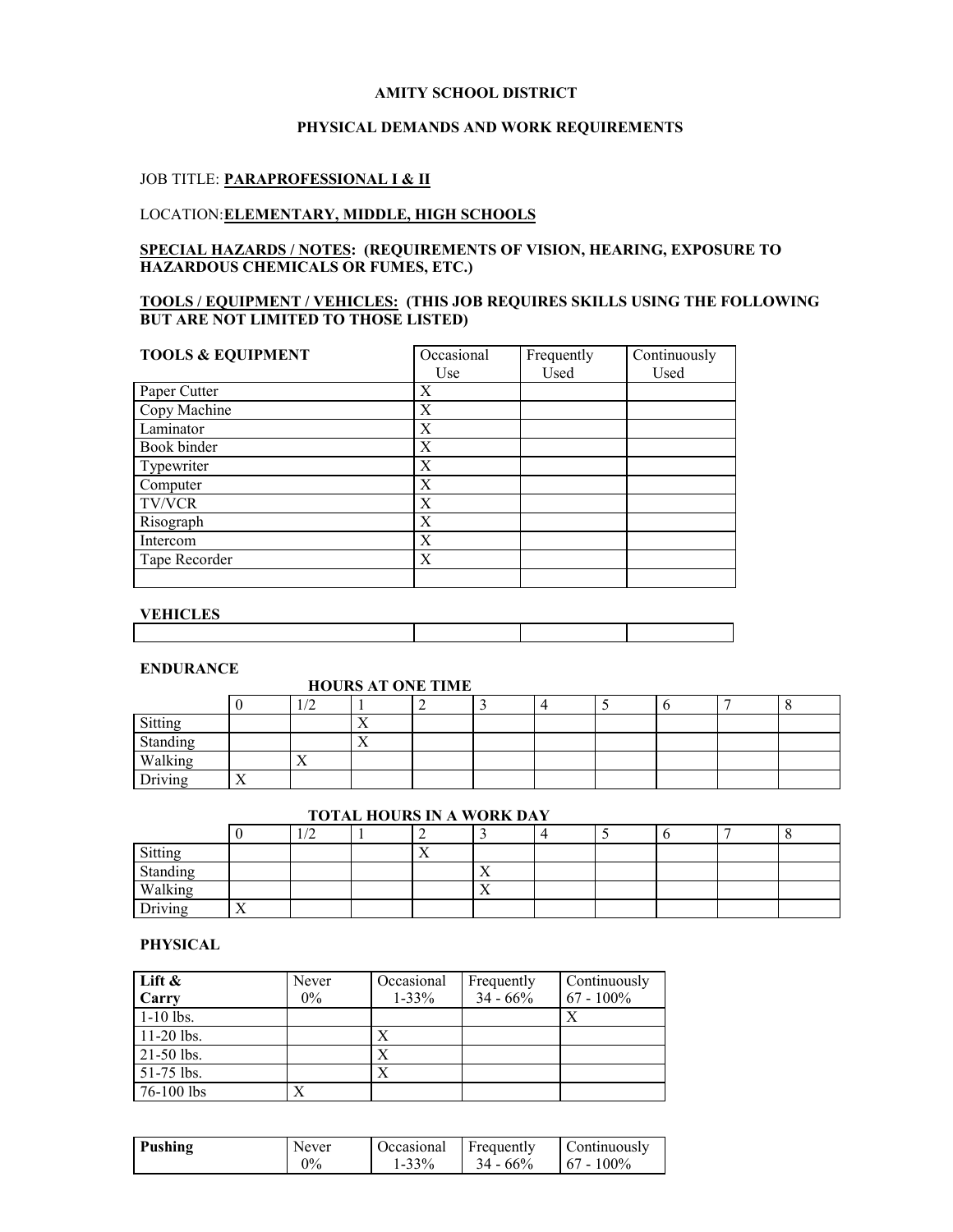**AMITY SCHOOL DISTRICT**

**PHYSICAL DEMANDS AND WORK REQUIREMENTS**

JOB TITLE: **PARAPROFESSIONAL I & II**

LOCATION:**ELEMENTARY, MIDDLE, HIGH SCHOOLS**

**SPECIAL HAZARDS / NOTES: (REQUIREMENTS OF VISION, HEARING, EXPOSURE TO HAZARDOUS CHEMICALS OR FUMES, ETC.)**

**TOOLS / EQUIPMENT / VEHICLES: (THIS JOB REQUIRES SKILLS USING THE FOLLOWING BUT ARE NOT LIMITED TO THOSE LISTED)**

| **TOOLS & EQUIPMENT** | Occasional Use | Frequently Used | Continuously Used |
|---|---|---|---|
| Paper Cutter | X | | |
| Copy Machine | X | | |
| Laminator | X | | |
| Book binder | X | | |
| Typewriter | X | | |
| Computer | X | | |
| TV/VCR | X | | |
| Risograph | X | | |
| Intercom | X | | |
| Tape Recorder | X | | |
| | | | |

**VEHICLES**

| | | | |
|---|---|---|---|
| | | | |

**ENDURANCE**

**HOURS AT ONE TIME**

| | 0 | 1/2 | 1 | 2 | 3 | 4 | 5 | 6 | 7 | 8 |
|---|---|---|---|---|---|---|---|---|---|---|
| Sitting | | | X | | | | | | | |
| Standing | | | X | | | | | | | |
| Walking | | X | | | | | | | | |
| Driving | X | | | | | | | | | |

**TOTAL HOURS IN A WORK DAY**

| | 0 | 1/2 | 1 | 2 | 3 | 4 | 5 | 6 | 7 | 8 |
|---|---|---|---|---|---|---|---|---|---|---|
| Sitting | | | | X | | | | | | |
| Standing | | | | | X | | | | | |
| Walking | | | | | X | | | | | |
| Driving | X | | | | | | | | | |

**PHYSICAL**

| **Lift & Carry** | Never 0% | Occasional 1-33% | Frequently 34 - 66% | Continuously 67 - 100% |
|---|---|---|---|---|
| 1-10 lbs. | | | | X |
| 11-20 lbs. | | X | | |
| 21-50 lbs. | | X | | |
| 51-75 lbs. | | X | | |
| 76-100 lbs | X | | | |

| **Pushing** | Never 0% | Occasional 1-33% | Frequently 34 - 66% | Continuously 67 - 100% |
|---|---|---|---|---|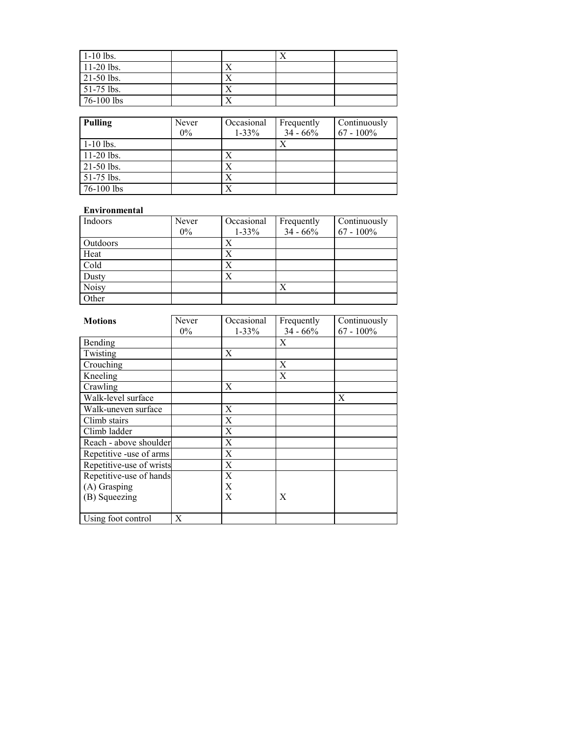| | | | | |
|---|---|---|---|---|
| 1-10 lbs. | | | X | |
| 11-20 lbs. | | X | | |
| 21-50 lbs. | | X | | |
| 51-75 lbs. | | X | | |
| 76-100 lbs | | X | | |

| **Pulling** | Never 0% | Occasional 1-33% | Frequently 34 - 66% | Continuously 67 - 100% |
|---|---|---|---|---|
| 1-10 lbs. | | | X | |
| 11-20 lbs. | | X | | |
| 21-50 lbs. | | X | | |
| 51-75 lbs. | | X | | |
| 76-100 lbs | | X | | |

**Environmental**

| Indoors | Never 0% | Occasional 1-33% | Frequently 34 - 66% | Continuously 67 - 100% |
|---|---|---|---|---|
| Outdoors | | X | | |
| Heat | | X | | |
| Cold | | X | | |
| Dusty | | X | | |
| Noisy | | | X | |
| Other | | | | |

| **Motions** | Never 0% | Occasional 1-33% | Frequently 34 - 66% | Continuously 67 - 100% |
|---|---|---|---|---|
| Bending | | | X | |
| Twisting | | X | | |
| Crouching | | | X | |
| Kneeling | | | X | |
| Crawling | | X | | |
| Walk-level surface | | | | X |
| Walk-uneven surface | | X | | |
| Climb stairs | | X | | |
| Climb ladder | | X | | |
| Reach - above shoulder | | X | | |
| Repetitive -use of arms | | X | | |
| Repetitive-use of wrists | | X | | |
| Repetitive-use of hands | | X | | |
| (A) Grasping | | X | | |
| (B) Squeezing | | X | X | |
| Using foot control | X | | | |